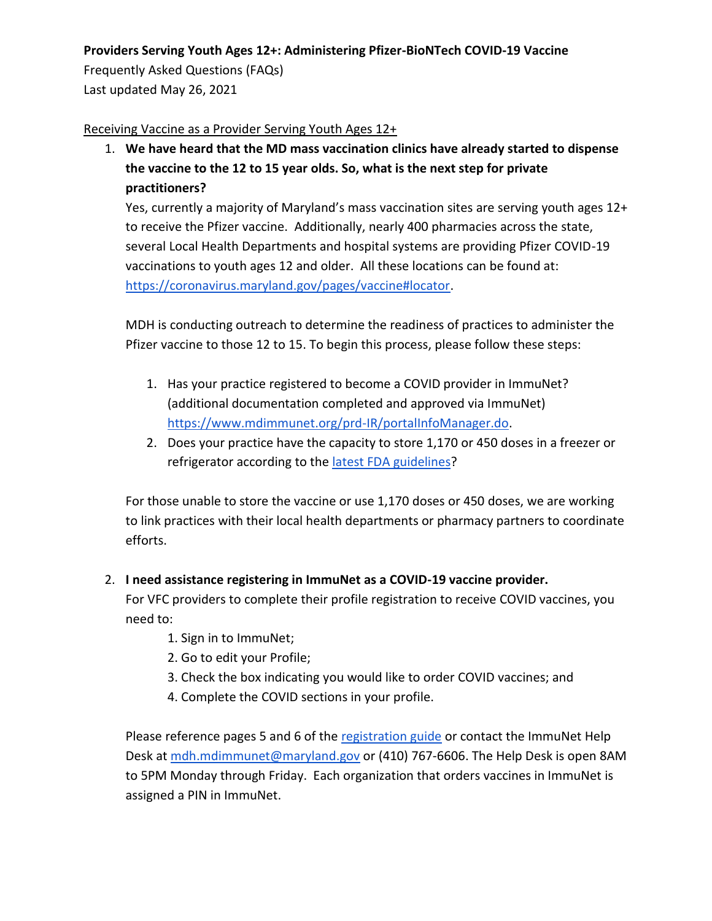**Providers Serving Youth Ages 12+: Administering Pfizer-BioNTech COVID-19 Vaccine**

Frequently Asked Questions (FAQs)

Last updated May 26, 2021

## Receiving Vaccine as a Provider Serving Youth Ages 12+

1. **We have heard that the MD mass vaccination clinics have already started to dispense the vaccine to the 12 to 15 year olds. So, what is the next step for private practitioners?**

   Yes, currently a majority of Maryland's mass vaccination sites are serving youth ages 12+ to receive the Pfizer vaccine. Additionally, nearly 400 pharmacies across the state, several Local Health Departments and hospital systems are providing Pfizer COVID-19 vaccinations to youth ages 12 and older. All these locations can be found at: [https://coronavirus.maryland.gov/pages/vaccine#locator](https://coronavirus.maryland.gov/pages/vaccine#locator).

   MDH is conducting outreach to determine the readiness of practices to administer the Pfizer vaccine to those 12 to 15. To begin this process, please follow these steps:

   1. Has your practice registered to become a COVID provider in ImmuNet? (additional documentation completed and approved via ImmuNet) [https://www.mdimmunet.org/prd-IR/portalInfoManager.do](https://www.mdimmunet.org/prd-IR/portalInfoManager.do).
   2. Does your practice have the capacity to store 1,170 or 450 doses in a freezer or refrigerator according to the latest FDA guidelines?

   For those unable to store the vaccine or use 1,170 doses or 450 doses, we are working to link practices with their local health departments or pharmacy partners to coordinate efforts.

2. **I need assistance registering in ImmuNet as a COVID-19 vaccine provider.**

   For VFC providers to complete their profile registration to receive COVID vaccines, you need to:

   1. Sign in to ImmuNet;
   2. Go to edit your Profile;
   3. Check the box indicating you would like to order COVID vaccines; and
   4. Complete the COVID sections in your profile.

   Please reference pages 5 and 6 of the registration guide or contact the ImmuNet Help Desk at mdh.mdimmunet@maryland.gov or (410) 767-6606. The Help Desk is open 8AM to 5PM Monday through Friday. Each organization that orders vaccines in ImmuNet is assigned a PIN in ImmuNet.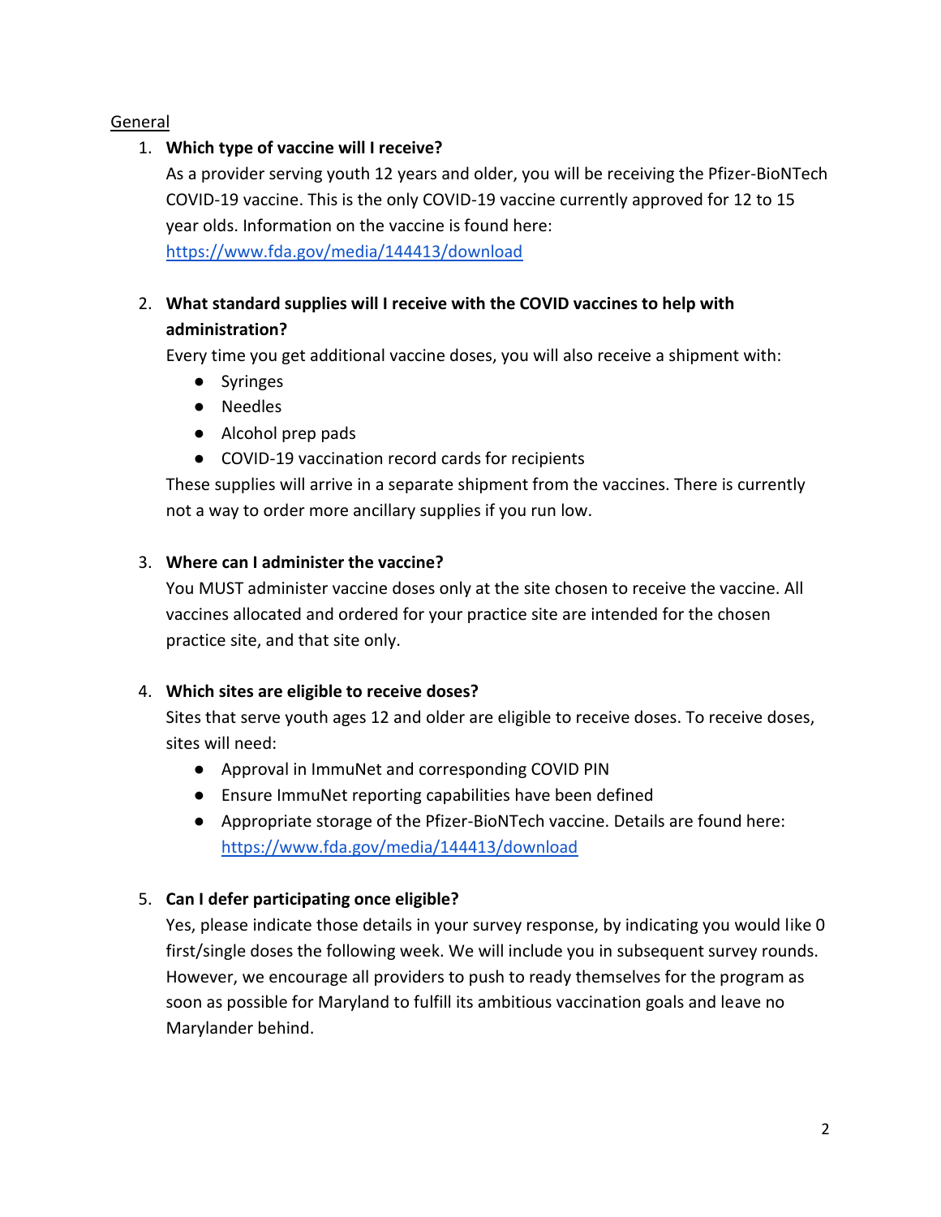General

1. **Which type of vaccine will I receive?**

   As a provider serving youth 12 years and older, you will be receiving the Pfizer-BioNTech COVID-19 vaccine. This is the only COVID-19 vaccine currently approved for 12 to 15 year olds. Information on the vaccine is found here: https://www.fda.gov/media/144413/download

2. **What standard supplies will I receive with the COVID vaccines to help with administration?**

   Every time you get additional vaccine doses, you will also receive a shipment with:

   - Syringes
   - Needles
   - Alcohol prep pads
   - COVID-19 vaccination record cards for recipients

   These supplies will arrive in a separate shipment from the vaccines. There is currently not a way to order more ancillary supplies if you run low.

3. **Where can I administer the vaccine?**

   You MUST administer vaccine doses only at the site chosen to receive the vaccine. All vaccines allocated and ordered for your practice site are intended for the chosen practice site, and that site only.

4. **Which sites are eligible to receive doses?**

   Sites that serve youth ages 12 and older are eligible to receive doses. To receive doses, sites will need:

   - Approval in ImmuNet and corresponding COVID PIN
   - Ensure ImmuNet reporting capabilities have been defined
   - Appropriate storage of the Pfizer-BioNTech vaccine. Details are found here: https://www.fda.gov/media/144413/download

5. **Can I defer participating once eligible?**

   Yes, please indicate those details in your survey response, by indicating you would like 0 first/single doses the following week. We will include you in subsequent survey rounds. However, we encourage all providers to push to ready themselves for the program as soon as possible for Maryland to fulfill its ambitious vaccination goals and leave no Marylander behind.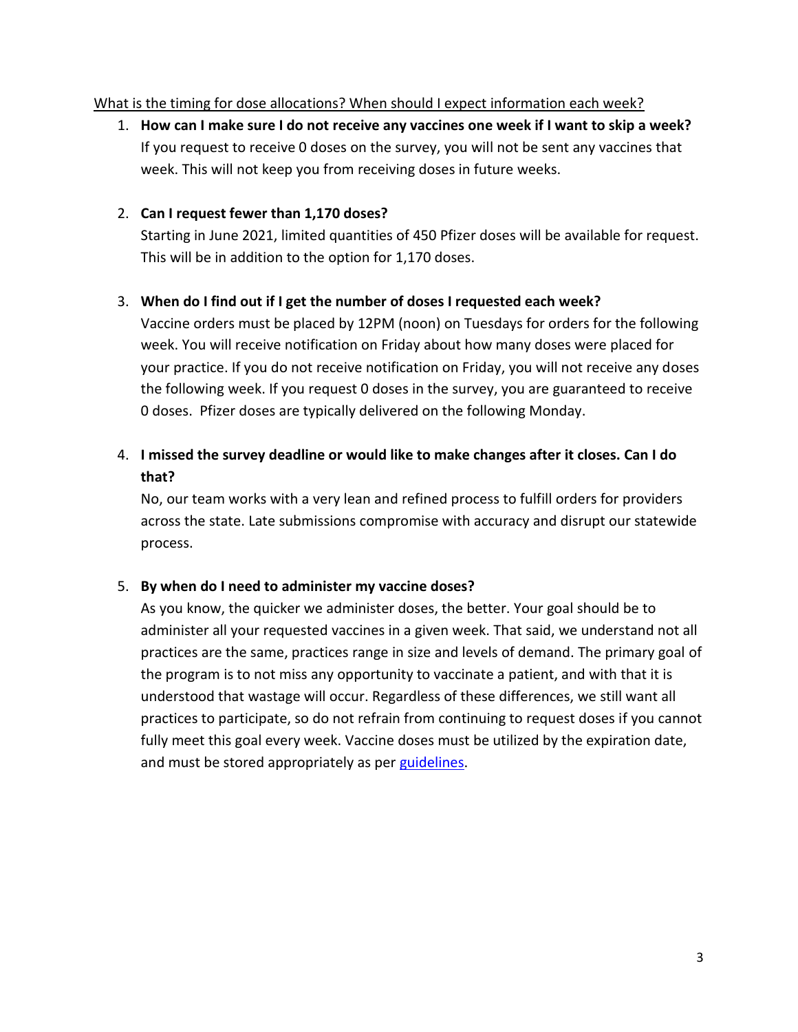What is the timing for dose allocations? When should I expect information each week?

1. **How can I make sure I do not receive any vaccines one week if I want to skip a week?**
   If you request to receive 0 doses on the survey, you will not be sent any vaccines that week. This will not keep you from receiving doses in future weeks.

2. **Can I request fewer than 1,170 doses?**
   Starting in June 2021, limited quantities of 450 Pfizer doses will be available for request. This will be in addition to the option for 1,170 doses.

3. **When do I find out if I get the number of doses I requested each week?**
   Vaccine orders must be placed by 12PM (noon) on Tuesdays for orders for the following week. You will receive notification on Friday about how many doses were placed for your practice. If you do not receive notification on Friday, you will not receive any doses the following week. If you request 0 doses in the survey, you are guaranteed to receive 0 doses. Pfizer doses are typically delivered on the following Monday.

4. **I missed the survey deadline or would like to make changes after it closes. Can I do that?**
   No, our team works with a very lean and refined process to fulfill orders for providers across the state. Late submissions compromise with accuracy and disrupt our statewide process.

5. **By when do I need to administer my vaccine doses?**
   As you know, the quicker we administer doses, the better. Your goal should be to administer all your requested vaccines in a given week. That said, we understand not all practices are the same, practices range in size and levels of demand. The primary goal of the program is to not miss any opportunity to vaccinate a patient, and with that it is understood that wastage will occur. Regardless of these differences, we still want all practices to participate, so do not refrain from continuing to request doses if you cannot fully meet this goal every week. Vaccine doses must be utilized by the expiration date, and must be stored appropriately as per guidelines.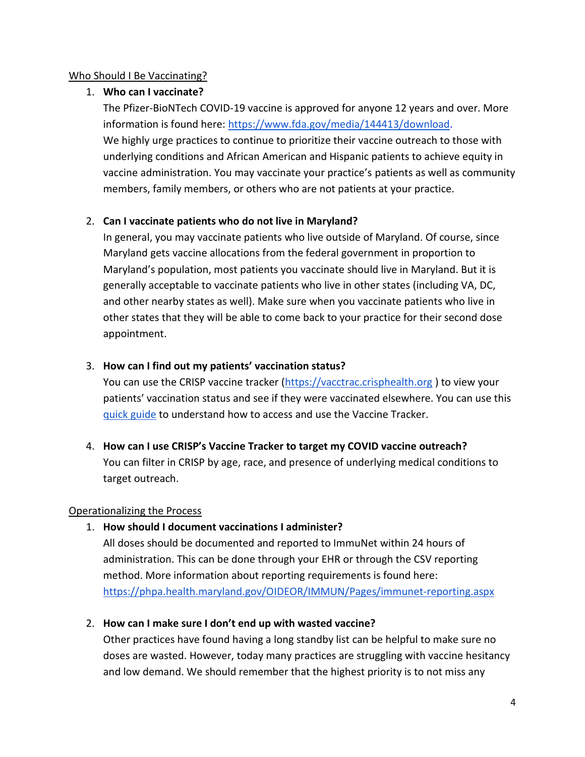Who Should I Be Vaccinating?

1. **Who can I vaccinate?**
   The Pfizer-BioNTech COVID-19 vaccine is approved for anyone 12 years and over. More information is found here: [https://www.fda.gov/media/144413/download](https://www.fda.gov/media/144413/download).
   We highly urge practices to continue to prioritize their vaccine outreach to those with underlying conditions and African American and Hispanic patients to achieve equity in vaccine administration. You may vaccinate your practice's patients as well as community members, family members, or others who are not patients at your practice.

2. **Can I vaccinate patients who do not live in Maryland?**
   In general, you may vaccinate patients who live outside of Maryland. Of course, since Maryland gets vaccine allocations from the federal government in proportion to Maryland's population, most patients you vaccinate should live in Maryland. But it is generally acceptable to vaccinate patients who live in other states (including VA, DC, and other nearby states as well). Make sure when you vaccinate patients who live in other states that they will be able to come back to your practice for their second dose appointment.

3. **How can I find out my patients' vaccination status?**
   You can use the CRISP vaccine tracker ([https://vacctrac.crisphealth.org](https://vacctrac.crisphealth.org) ) to view your patients' vaccination status and see if they were vaccinated elsewhere. You can use this quick guide to understand how to access and use the Vaccine Tracker.

4. **How can I use CRISP's Vaccine Tracker to target my COVID vaccine outreach?**
   You can filter in CRISP by age, race, and presence of underlying medical conditions to target outreach.

Operationalizing the Process

1. **How should I document vaccinations I administer?**
   All doses should be documented and reported to ImmuNet within 24 hours of administration. This can be done through your EHR or through the CSV reporting method. More information about reporting requirements is found here: [https://phpa.health.maryland.gov/OIDEOR/IMMUN/Pages/immunet-reporting.aspx](https://phpa.health.maryland.gov/OIDEOR/IMMUN/Pages/immunet-reporting.aspx)

2. **How can I make sure I don't end up with wasted vaccine?**
   Other practices have found having a long standby list can be helpful to make sure no doses are wasted. However, today many practices are struggling with vaccine hesitancy and low demand. We should remember that the highest priority is to not miss any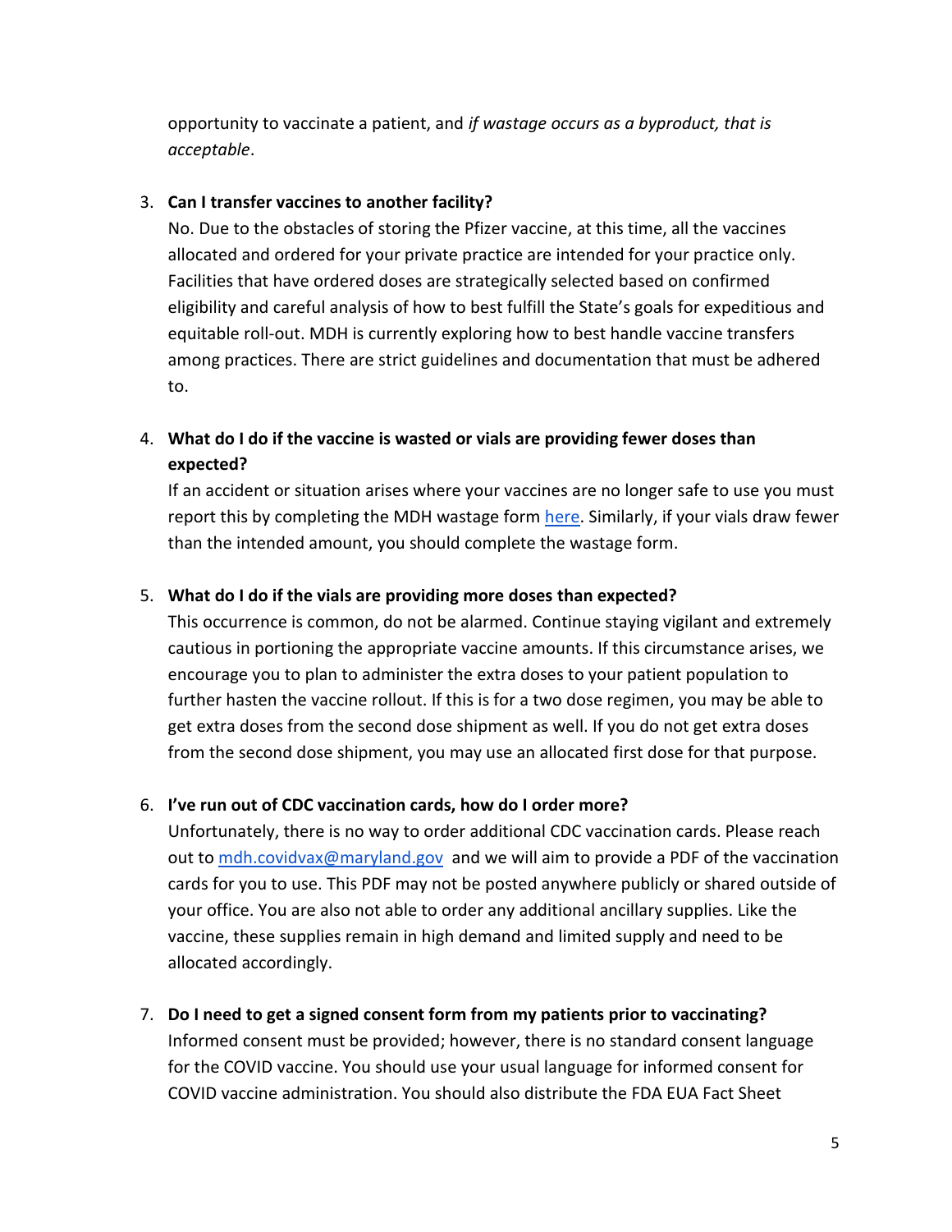opportunity to vaccinate a patient, and *if wastage occurs as a byproduct, that is acceptable*.

3. **Can I transfer vaccines to another facility?**
   No. Due to the obstacles of storing the Pfizer vaccine, at this time, all the vaccines allocated and ordered for your private practice are intended for your practice only. Facilities that have ordered doses are strategically selected based on confirmed eligibility and careful analysis of how to best fulfill the State's goals for expeditious and equitable roll-out. MDH is currently exploring how to best handle vaccine transfers among practices. There are strict guidelines and documentation that must be adhered to.

4. **What do I do if the vaccine is wasted or vials are providing fewer doses than expected?**
   If an accident or situation arises where your vaccines are no longer safe to use you must report this by completing the MDH wastage form here. Similarly, if your vials draw fewer than the intended amount, you should complete the wastage form.

5. **What do I do if the vials are providing more doses than expected?**
   This occurrence is common, do not be alarmed. Continue staying vigilant and extremely cautious in portioning the appropriate vaccine amounts. If this circumstance arises, we encourage you to plan to administer the extra doses to your patient population to further hasten the vaccine rollout. If this is for a two dose regimen, you may be able to get extra doses from the second dose shipment as well. If you do not get extra doses from the second dose shipment, you may use an allocated first dose for that purpose.

6. **I've run out of CDC vaccination cards, how do I order more?**
   Unfortunately, there is no way to order additional CDC vaccination cards. Please reach out to mdh.covidvax@maryland.gov and we will aim to provide a PDF of the vaccination cards for you to use. This PDF may not be posted anywhere publicly or shared outside of your office. You are also not able to order any additional ancillary supplies. Like the vaccine, these supplies remain in high demand and limited supply and need to be allocated accordingly.

7. **Do I need to get a signed consent form from my patients prior to vaccinating?**
   Informed consent must be provided; however, there is no standard consent language for the COVID vaccine. You should use your usual language for informed consent for COVID vaccine administration. You should also distribute the FDA EUA Fact Sheet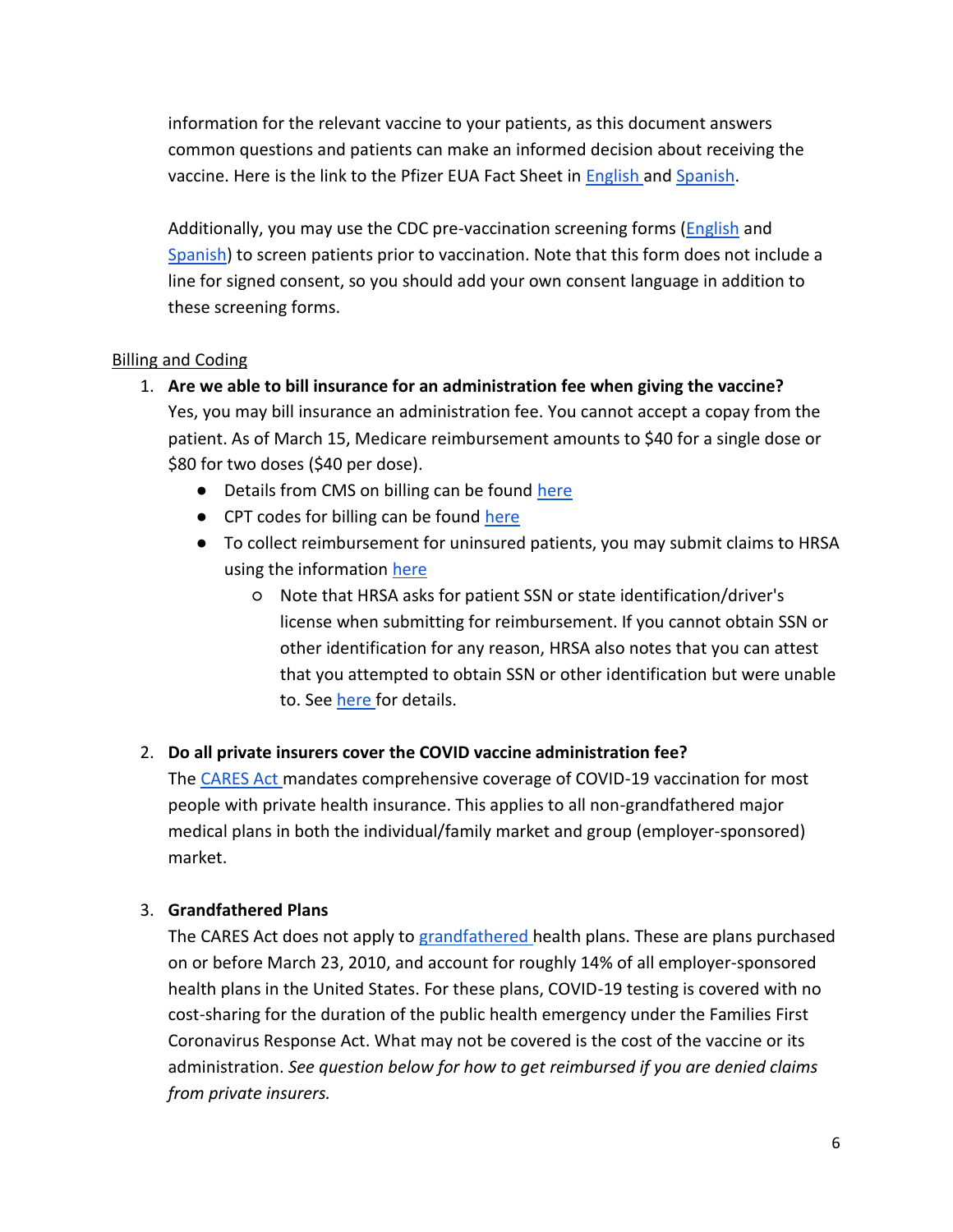information for the relevant vaccine to your patients, as this document answers common questions and patients can make an informed decision about receiving the vaccine. Here is the link to the Pfizer EUA Fact Sheet in English and Spanish.

Additionally, you may use the CDC pre-vaccination screening forms (English and Spanish) to screen patients prior to vaccination. Note that this form does not include a line for signed consent, so you should add your own consent language in addition to these screening forms.

Billing and Coding

1. **Are we able to bill insurance for an administration fee when giving the vaccine?**
   Yes, you may bill insurance an administration fee. You cannot accept a copay from the patient. As of March 15, Medicare reimbursement amounts to $40 for a single dose or $80 for two doses ($40 per dose).
   - Details from CMS on billing can be found here
   - CPT codes for billing can be found here
   - To collect reimbursement for uninsured patients, you may submit claims to HRSA using the information here
     - Note that HRSA asks for patient SSN or state identification/driver's license when submitting for reimbursement. If you cannot obtain SSN or other identification for any reason, HRSA also notes that you can attest that you attempted to obtain SSN or other identification but were unable to. See here for details.

2. **Do all private insurers cover the COVID vaccine administration fee?**
   The CARES Act mandates comprehensive coverage of COVID-19 vaccination for most people with private health insurance. This applies to all non-grandfathered major medical plans in both the individual/family market and group (employer-sponsored) market.

3. **Grandfathered Plans**
   The CARES Act does not apply to grandfathered health plans. These are plans purchased on or before March 23, 2010, and account for roughly 14% of all employer-sponsored health plans in the United States. For these plans, COVID-19 testing is covered with no cost-sharing for the duration of the public health emergency under the Families First Coronavirus Response Act. What may not be covered is the cost of the vaccine or its administration. *See question below for how to get reimbursed if you are denied claims from private insurers.*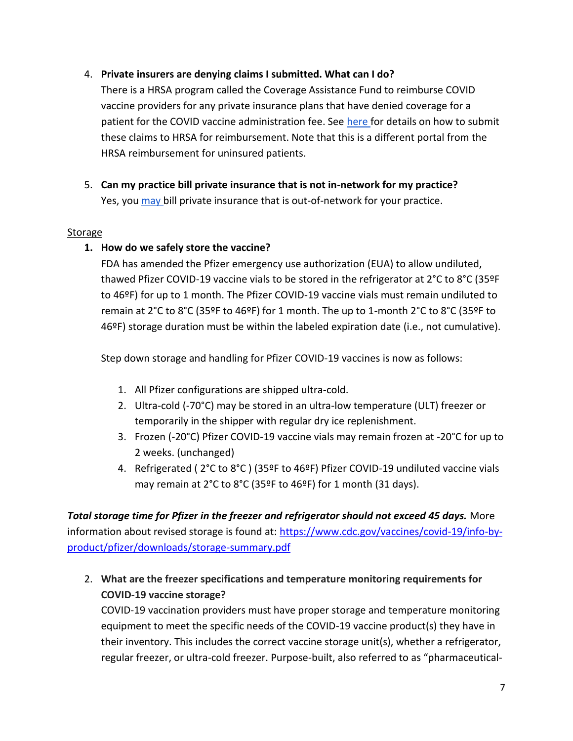4. **Private insurers are denying claims I submitted. What can I do?**
   There is a HRSA program called the Coverage Assistance Fund to reimburse COVID vaccine providers for any private insurance plans that have denied coverage for a patient for the COVID vaccine administration fee. See [here](#) for details on how to submit these claims to HRSA for reimbursement. Note that this is a different portal from the HRSA reimbursement for uninsured patients.

5. **Can my practice bill private insurance that is not in-network for my practice?**
   Yes, you [may](#) bill private insurance that is out-of-network for your practice.

Storage

1. **How do we safely store the vaccine?**
   FDA has amended the Pfizer emergency use authorization (EUA) to allow undiluted, thawed Pfizer COVID-19 vaccine vials to be stored in the refrigerator at 2°C to 8°C (35ºF to 46ºF) for up to 1 month. The Pfizer COVID-19 vaccine vials must remain undiluted to remain at 2°C to 8°C (35ºF to 46ºF) for 1 month. The up to 1-month 2°C to 8°C (35ºF to 46ºF) storage duration must be within the labeled expiration date (i.e., not cumulative).

   Step down storage and handling for Pfizer COVID-19 vaccines is now as follows:

   1. All Pfizer configurations are shipped ultra-cold.
   2. Ultra-cold (-70°C) may be stored in an ultra-low temperature (ULT) freezer or temporarily in the shipper with regular dry ice replenishment.
   3. Frozen (-20°C) Pfizer COVID-19 vaccine vials may remain frozen at -20°C for up to 2 weeks. (unchanged)
   4. Refrigerated ( 2°C to 8°C ) (35ºF to 46ºF) Pfizer COVID-19 undiluted vaccine vials may remain at 2°C to 8°C (35ºF to 46ºF) for 1 month (31 days).

***Total storage time for Pfizer in the freezer and refrigerator should not exceed 45 days.*** More information about revised storage is found at: [https://www.cdc.gov/vaccines/covid-19/info-by-product/pfizer/downloads/storage-summary.pdf](https://www.cdc.gov/vaccines/covid-19/info-by-product/pfizer/downloads/storage-summary.pdf)

2. **What are the freezer specifications and temperature monitoring requirements for COVID-19 vaccine storage?**
   COVID-19 vaccination providers must have proper storage and temperature monitoring equipment to meet the specific needs of the COVID-19 vaccine product(s) they have in their inventory. This includes the correct vaccine storage unit(s), whether a refrigerator, regular freezer, or ultra-cold freezer. Purpose-built, also referred to as "pharmaceutical-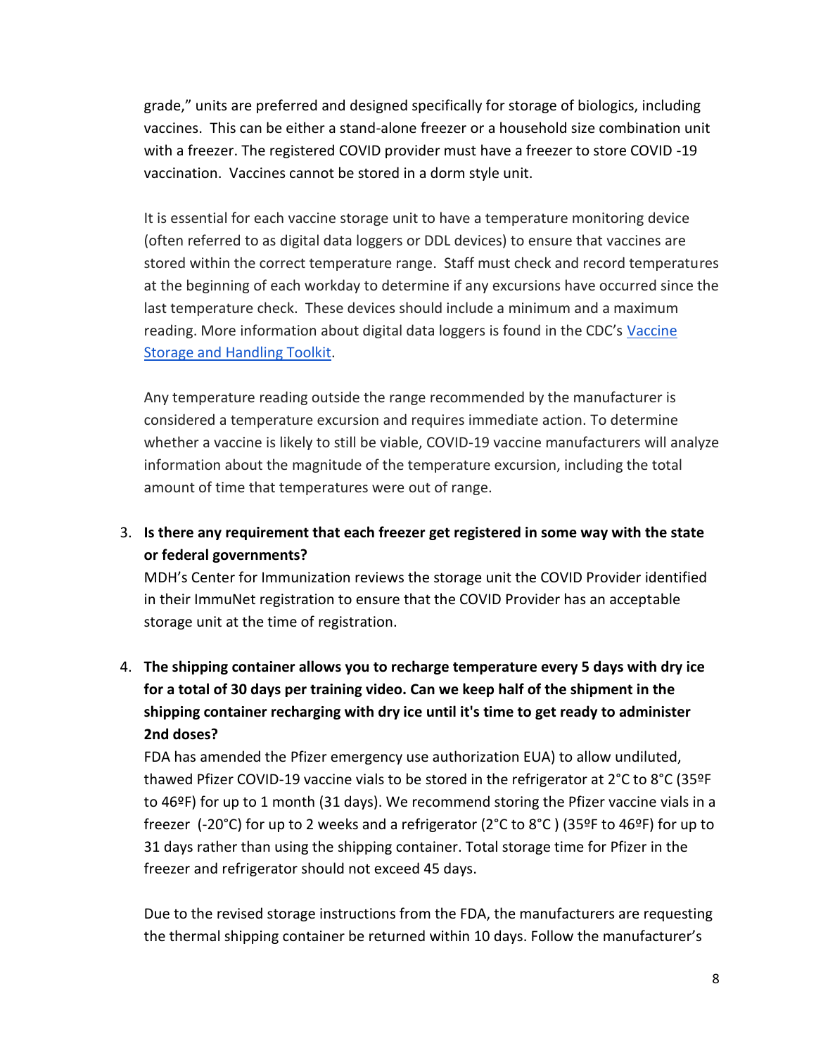grade," units are preferred and designed specifically for storage of biologics, including vaccines. This can be either a stand-alone freezer or a household size combination unit with a freezer. The registered COVID provider must have a freezer to store COVID -19 vaccination. Vaccines cannot be stored in a dorm style unit.

It is essential for each vaccine storage unit to have a temperature monitoring device (often referred to as digital data loggers or DDL devices) to ensure that vaccines are stored within the correct temperature range. Staff must check and record temperatures at the beginning of each workday to determine if any excursions have occurred since the last temperature check. These devices should include a minimum and a maximum reading. More information about digital data loggers is found in the CDC's Vaccine Storage and Handling Toolkit.

Any temperature reading outside the range recommended by the manufacturer is considered a temperature excursion and requires immediate action. To determine whether a vaccine is likely to still be viable, COVID-19 vaccine manufacturers will analyze information about the magnitude of the temperature excursion, including the total amount of time that temperatures were out of range.

3. **Is there any requirement that each freezer get registered in some way with the state or federal governments?**
   MDH's Center for Immunization reviews the storage unit the COVID Provider identified in their ImmuNet registration to ensure that the COVID Provider has an acceptable storage unit at the time of registration.

4. **The shipping container allows you to recharge temperature every 5 days with dry ice for a total of 30 days per training video. Can we keep half of the shipment in the shipping container recharging with dry ice until it's time to get ready to administer 2nd doses?**
   FDA has amended the Pfizer emergency use authorization EUA) to allow undiluted, thawed Pfizer COVID-19 vaccine vials to be stored in the refrigerator at 2°C to 8°C (35ºF to 46ºF) for up to 1 month (31 days). We recommend storing the Pfizer vaccine vials in a freezer (-20°C) for up to 2 weeks and a refrigerator (2°C to 8°C ) (35ºF to 46ºF) for up to 31 days rather than using the shipping container. Total storage time for Pfizer in the freezer and refrigerator should not exceed 45 days.

   Due to the revised storage instructions from the FDA, the manufacturers are requesting the thermal shipping container be returned within 10 days. Follow the manufacturer's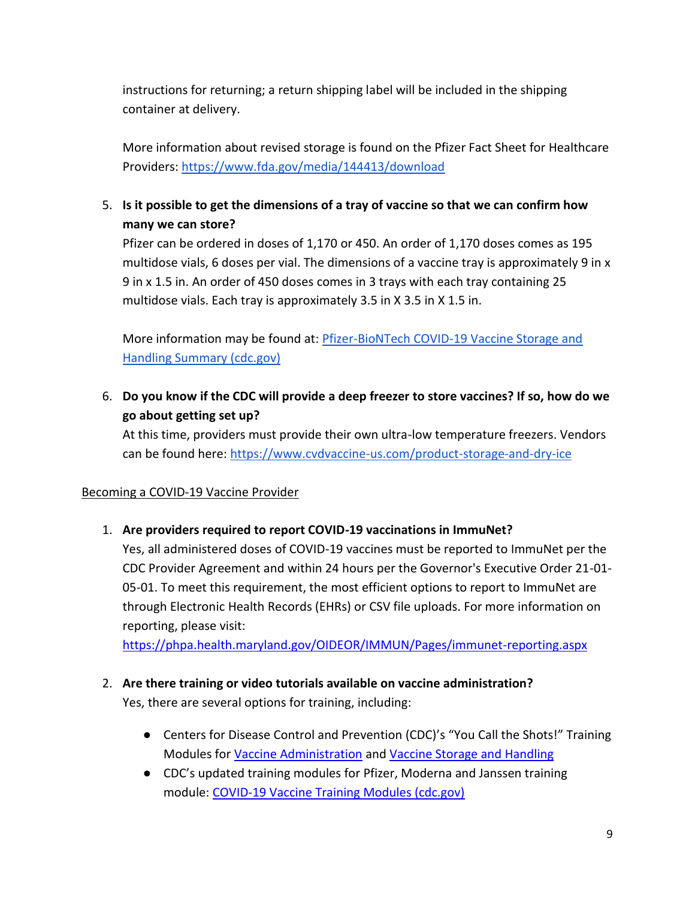instructions for returning; a return shipping label will be included in the shipping container at delivery.

More information about revised storage is found on the Pfizer Fact Sheet for Healthcare Providers: [https://www.fda.gov/media/144413/download](https://www.fda.gov/media/144413/download)

5. **Is it possible to get the dimensions of a tray of vaccine so that we can confirm how many we can store?**
   Pfizer can be ordered in doses of 1,170 or 450. An order of 1,170 doses comes as 195 multidose vials, 6 doses per vial. The dimensions of a vaccine tray is approximately 9 in x 9 in x 1.5 in. An order of 450 doses comes in 3 trays with each tray containing 25 multidose vials. Each tray is approximately 3.5 in X 3.5 in X 1.5 in.

   More information may be found at: [Pfizer-BioNTech COVID-19 Vaccine Storage and Handling Summary (cdc.gov)]()

6. **Do you know if the CDC will provide a deep freezer to store vaccines? If so, how do we go about getting set up?**
   At this time, providers must provide their own ultra-low temperature freezers. Vendors can be found here: [https://www.cvdvaccine-us.com/product-storage-and-dry-ice](https://www.cvdvaccine-us.com/product-storage-and-dry-ice)

<u>Becoming a COVID-19 Vaccine Provider</u>

1. **Are providers required to report COVID-19 vaccinations in ImmuNet?**
   Yes, all administered doses of COVID-19 vaccines must be reported to ImmuNet per the CDC Provider Agreement and within 24 hours per the Governor's Executive Order 21-01-05-01. To meet this requirement, the most efficient options to report to ImmuNet are through Electronic Health Records (EHRs) or CSV file uploads. For more information on reporting, please visit:
   [https://phpa.health.maryland.gov/OIDEOR/IMMUN/Pages/immunet-reporting.aspx](https://phpa.health.maryland.gov/OIDEOR/IMMUN/Pages/immunet-reporting.aspx)

2. **Are there training or video tutorials available on vaccine administration?**
   Yes, there are several options for training, including:

   - Centers for Disease Control and Prevention (CDC)'s "You Call the Shots!" Training Modules for [Vaccine Administration]() and [Vaccine Storage and Handling]()
   - CDC's updated training modules for Pfizer, Moderna and Janssen training module: [COVID-19 Vaccine Training Modules (cdc.gov)]()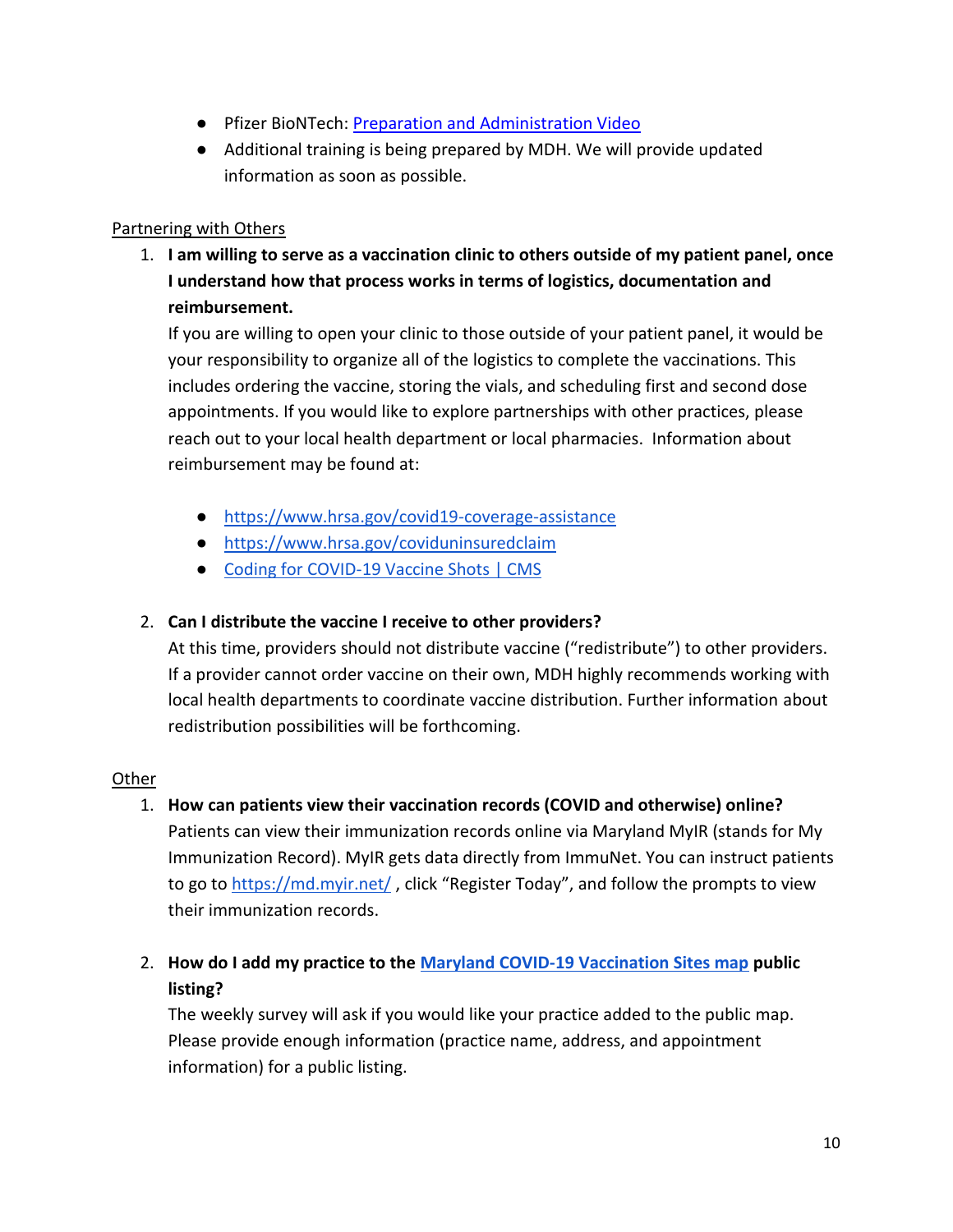- Pfizer BioNTech: [Preparation and Administration Video]
- Additional training is being prepared by MDH. We will provide updated information as soon as possible.

Partnering with Others

1. **I am willing to serve as a vaccination clinic to others outside of my patient panel, once I understand how that process works in terms of logistics, documentation and reimbursement.**

   If you are willing to open your clinic to those outside of your patient panel, it would be your responsibility to organize all of the logistics to complete the vaccinations. This includes ordering the vaccine, storing the vials, and scheduling first and second dose appointments. If you would like to explore partnerships with other practices, please reach out to your local health department or local pharmacies. Information about reimbursement may be found at:

   - https://www.hrsa.gov/covid19-coverage-assistance
   - https://www.hrsa.gov/coviduninsuredclaim
   - Coding for COVID-19 Vaccine Shots | CMS

2. **Can I distribute the vaccine I receive to other providers?**

   At this time, providers should not distribute vaccine ("redistribute") to other providers. If a provider cannot order vaccine on their own, MDH highly recommends working with local health departments to coordinate vaccine distribution. Further information about redistribution possibilities will be forthcoming.

Other

1. **How can patients view their vaccination records (COVID and otherwise) online?**

   Patients can view their immunization records online via Maryland MyIR (stands for My Immunization Record). MyIR gets data directly from ImmuNet. You can instruct patients to go to https://md.myir.net/ , click "Register Today", and follow the prompts to view their immunization records.

2. **How do I add my practice to the Maryland COVID-19 Vaccination Sites map public listing?**

   The weekly survey will ask if you would like your practice added to the public map. Please provide enough information (practice name, address, and appointment information) for a public listing.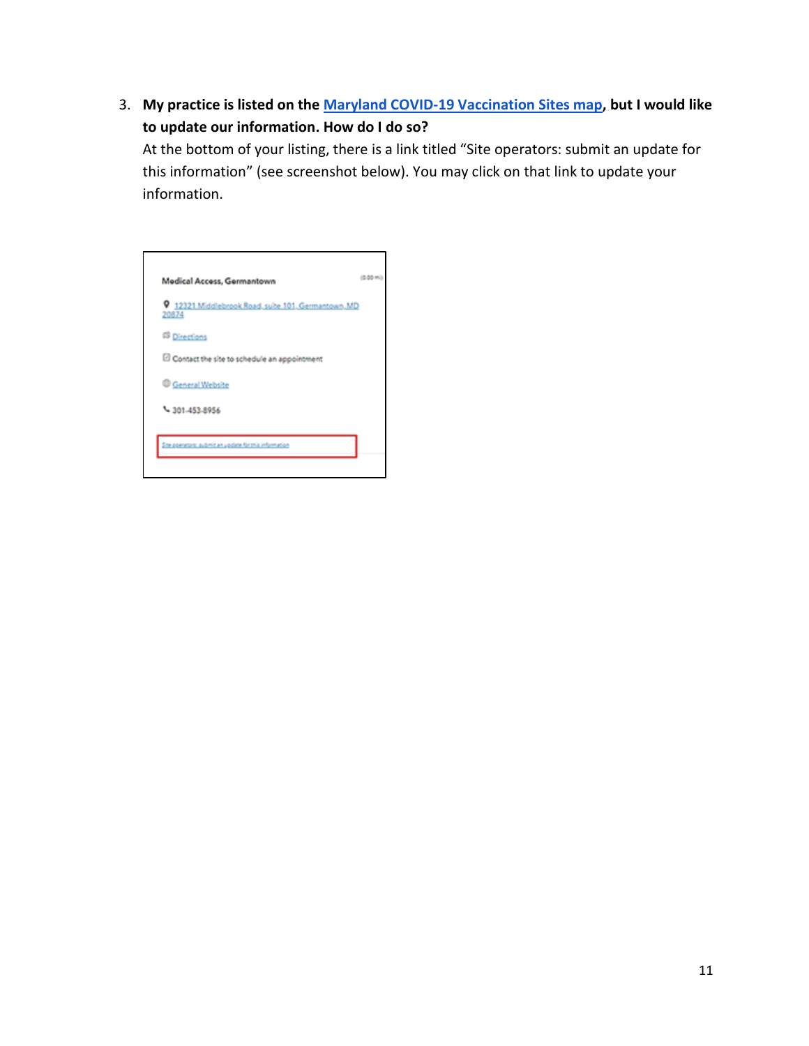3. **My practice is listed on the Maryland COVID-19 Vaccination Sites map, but I would like to update our information. How do I do so?**
   At the bottom of your listing, there is a link titled "Site operators: submit an update for this information" (see screenshot below). You may click on that link to update your information.

Medical Access, Germantown

(0.00 mi)

12321 Middlebrook Road, suite 101, Germantown, MD 20874

Directions

Contact the site to schedule an appointment

General Website

301-453-8956

Site operators: submit an update for this information